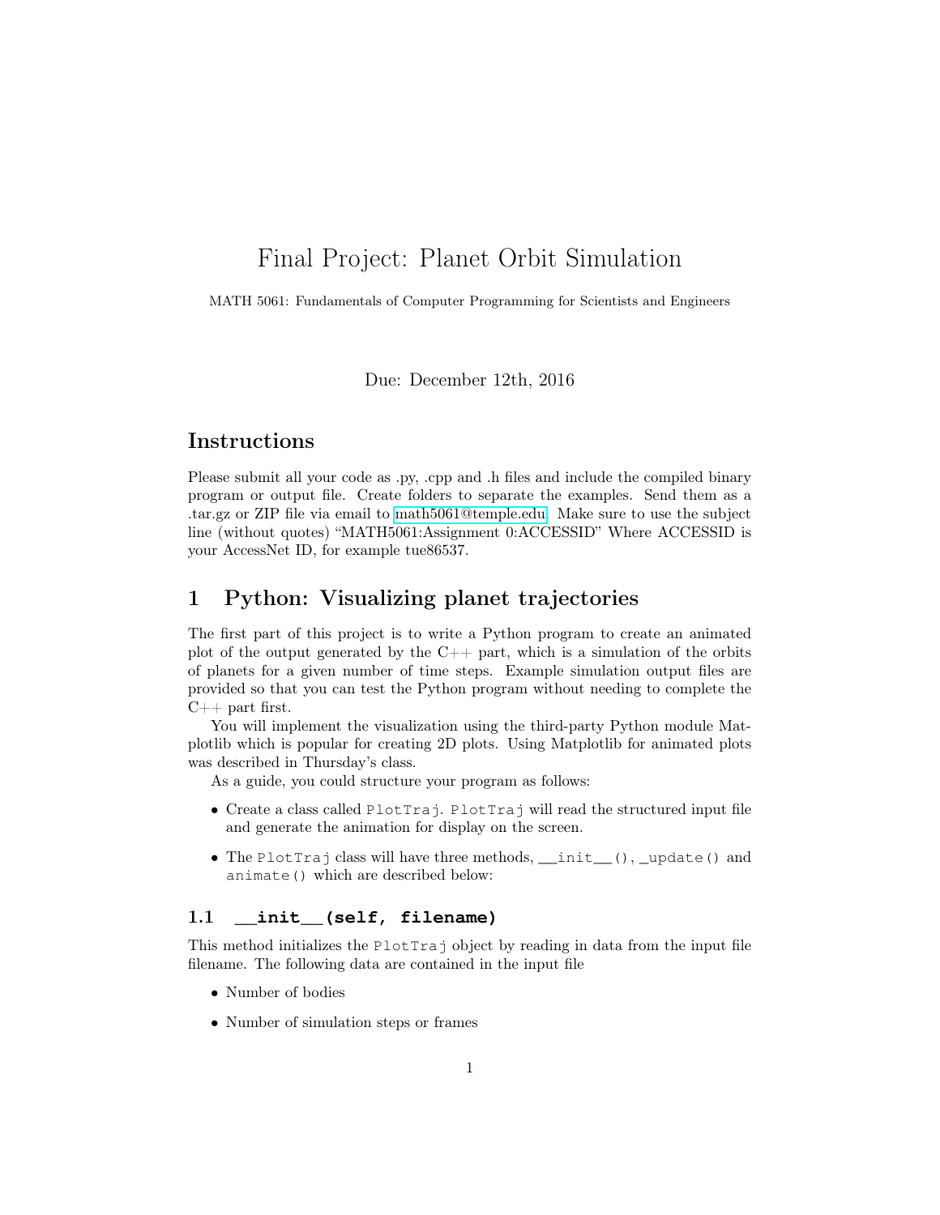# Final Project: Planet Orbit Simulation

MATH 5061: Fundamentals of Computer Programming for Scientists and Engineers

Due: December 12th, 2016

## Instructions

Please submit all your code as .py, .cpp and .h files and include the compiled binary program or output file. Create folders to separate the examples. Send them as a .tar.gz or ZIP file via email to math5061@temple.edu. Make sure to use the subject line (without quotes) "MATH5061:Assignment 0:ACCESSID" Where ACCESSID is your AccessNet ID, for example tue86537.

## 1 Python: Visualizing planet trajectories

The first part of this project is to write a Python program to create an animated plot of the output generated by the C++ part, which is a simulation of the orbits of planets for a given number of time steps. Example simulation output files are provided so that you can test the Python program without needing to complete the C++ part first.

You will implement the visualization using the third-party Python module Matplotlib which is popular for creating 2D plots. Using Matplotlib for animated plots was described in Thursday's class.

As a guide, you could structure your program as follows:

- Create a class called `PlotTraj`. `PlotTraj` will read the structured input file and generate the animation for display on the screen.
- The `PlotTraj` class will have three methods, `__init__()`, `_update()` and `animate()` which are described below:

### 1.1 `__init__(self, filename)`

This method initializes the `PlotTraj` object by reading in data from the input file filename. The following data are contained in the input file

- Number of bodies
- Number of simulation steps or frames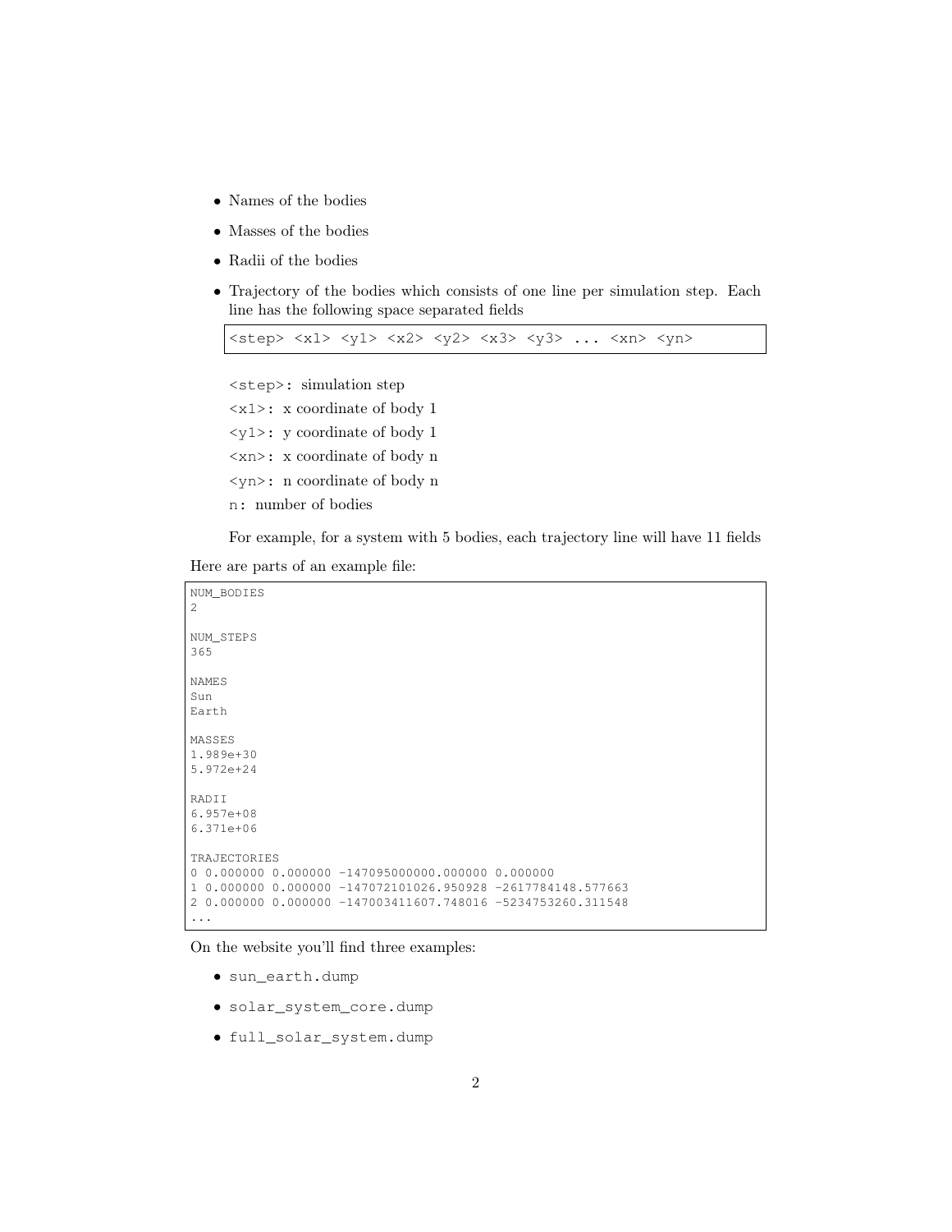- Names of the bodies
- Masses of the bodies
- Radii of the bodies
- Trajectory of the bodies which consists of one line per simulation step. Each line has the following space separated fields

  ```
  <step> <x1> <y1> <x2> <y2> <x3> <y3> ... <xn> <yn>
  ```

  `<step>`: simulation step

  `<x1>`: x coordinate of body 1

  `<y1>`: y coordinate of body 1

  `<xn>`: x coordinate of body n

  `<yn>`: n coordinate of body n

  `n`: number of bodies

  For example, for a system with 5 bodies, each trajectory line will have 11 fields

Here are parts of an example file:

```
NUM_BODIES
2

NUM_STEPS
365

NAMES
Sun
Earth

MASSES
1.989e+30
5.972e+24

RADII
6.957e+08
6.371e+06

TRAJECTORIES
0 0.000000 0.000000 -147095000000.000000 0.000000
1 0.000000 0.000000 -147072101026.950928 -2617784148.577663
2 0.000000 0.000000 -147003411607.748016 -5234753260.311548
...
```

On the website you'll find three examples:

- `sun_earth.dump`
- `solar_system_core.dump`
- `full_solar_system.dump`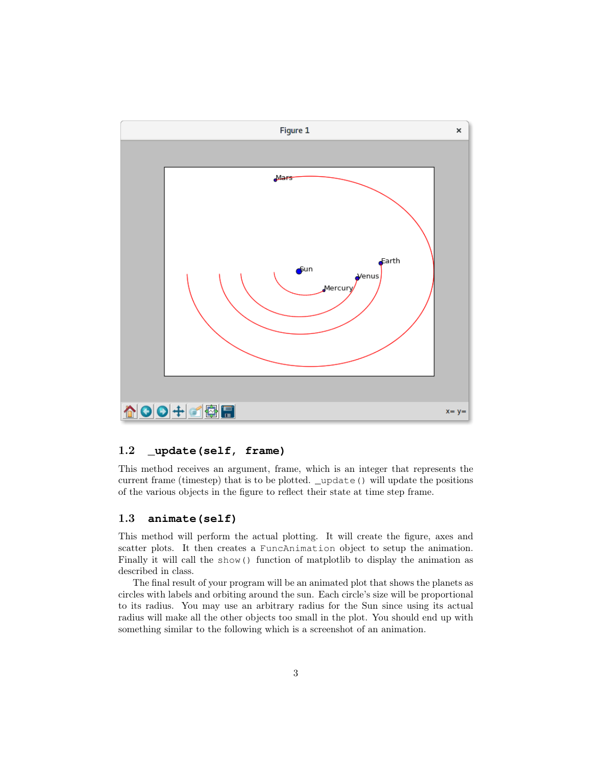## 1.2 `_update(self, frame)`

This method receives an argument, frame, which is an integer that represents the current frame (timestep) that is to be plotted. `_update()` will update the positions of the various objects in the figure to reflect their state at time step frame.

## 1.3 `animate(self)`

This method will perform the actual plotting. It will create the figure, axes and scatter plots. It then creates a `FuncAnimation` object to setup the animation. Finally it will call the `show()` function of matplotlib to display the animation as described in class.

The final result of your program will be an animated plot that shows the planets as circles with labels and orbiting around the sun. Each circle's size will be proportional to its radius. You may use an arbitrary radius for the Sun since using its actual radius will make all the other objects too small in the plot. You should end up with something similar to the following which is a screenshot of an animation.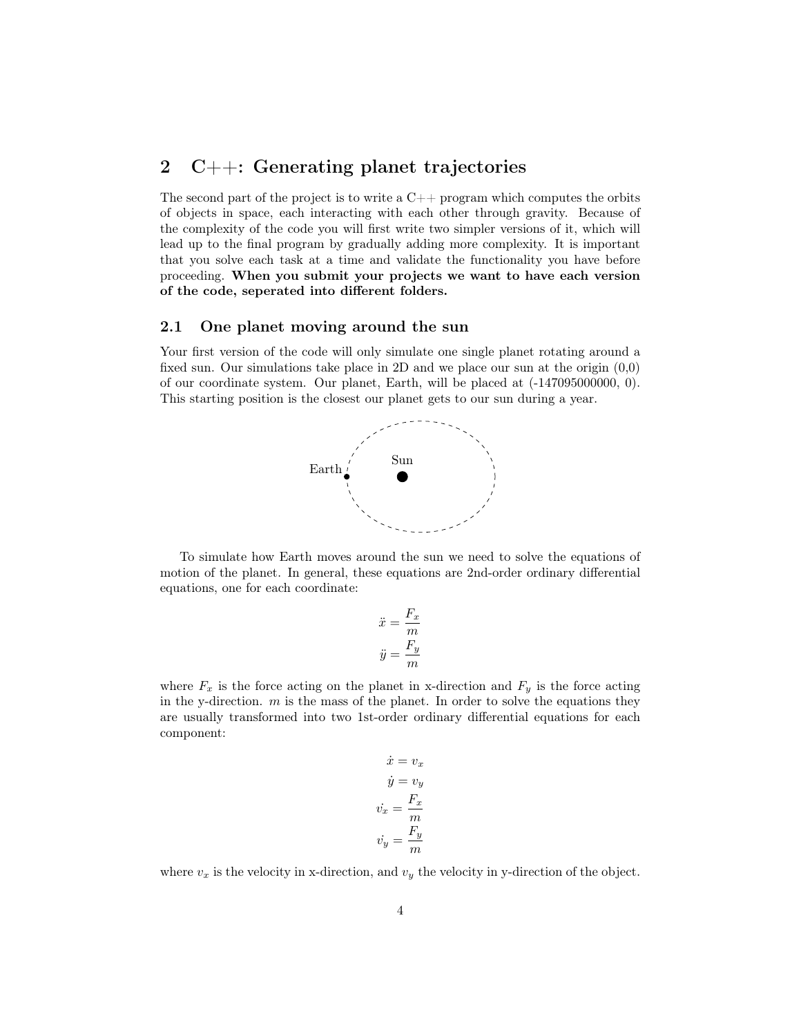## 2 C++: Generating planet trajectories

The second part of the project is to write a C++ program which computes the orbits of objects in space, each interacting with each other through gravity. Because of the complexity of the code you will first write two simpler versions of it, which will lead up to the final program by gradually adding more complexity. It is important that you solve each task at a time and validate the functionality you have before proceeding. **When you submit your projects we want to have each version of the code, seperated into different folders.**

### 2.1 One planet moving around the sun

Your first version of the code will only simulate one single planet rotating around a fixed sun. Our simulations take place in 2D and we place our sun at the origin (0,0) of our coordinate system. Our planet, Earth, will be placed at (-147095000000, 0). This starting position is the closest our planet gets to our sun during a year.

To simulate how Earth moves around the sun we need to solve the equations of motion of the planet. In general, these equations are 2nd-order ordinary differential equations, one for each coordinate:

$$\ddot{x} = \frac{F_x}{m}$$
$$\ddot{y} = \frac{F_y}{m}$$

where $F_x$ is the force acting on the planet in x-direction and $F_y$ is the force acting in the y-direction. $m$ is the mass of the planet. In order to solve the equations they are usually transformed into two 1st-order ordinary differential equations for each component:

$$\dot{x} = v_x$$
$$\dot{y} = v_y$$
$$\dot{v_x} = \frac{F_x}{m}$$
$$\dot{v_y} = \frac{F_y}{m}$$

where $v_x$ is the velocity in x-direction, and $v_y$ the velocity in y-direction of the object.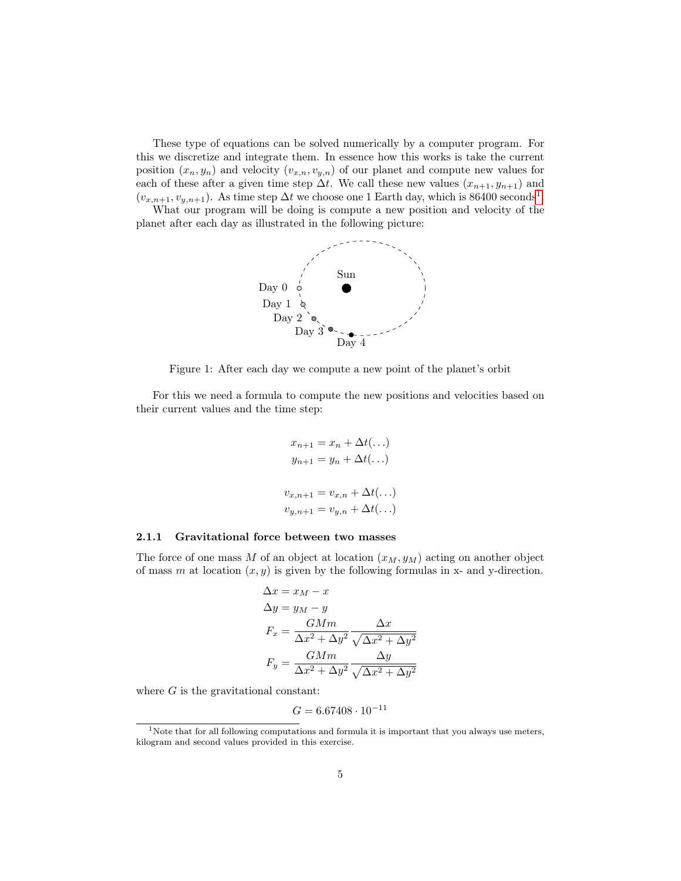These type of equations can be solved numerically by a computer program. For this we discretize and integrate them. In essence how this works is take the current position $(x_n, y_n)$ and velocity $(v_{x,n}, v_{y,n})$ of our planet and compute new values for each of these after a given time step $\Delta t$. We call these new values $(x_{n+1}, y_{n+1})$ and $(v_{x,n+1}, v_{y,n+1})$. As time step $\Delta t$ we choose one 1 Earth day, which is 86400 seconds[1].

What our program will be doing is compute a new position and velocity of the planet after each day as illustrated in the following picture:

Figure 1: After each day we compute a new point of the planet's orbit

For this we need a formula to compute the new positions and velocities based on their current values and the time step:

$$
\begin{aligned}
x_{n+1} &= x_n + \Delta t(\dots) \\
y_{n+1} &= y_n + \Delta t(\dots)
\end{aligned}
$$

$$
\begin{aligned}
v_{x,n+1} &= v_{x,n} + \Delta t(\dots) \\
v_{y,n+1} &= v_{y,n} + \Delta t(\dots)
\end{aligned}
$$

### 2.1.1 Gravitational force between two masses

The force of one mass $M$ of an object at location $(x_M, y_M)$ acting on another object of mass $m$ at location $(x, y)$ is given by the following formulas in x- and y-direction.

$$
\begin{aligned}
\Delta x &= x_M - x \\
\Delta y &= y_M - y \\
F_x &= \frac{GMm}{\Delta x^2 + \Delta y^2} \frac{\Delta x}{\sqrt{\Delta x^2 + \Delta y^2}} \\
F_y &= \frac{GMm}{\Delta x^2 + \Delta y^2} \frac{\Delta y}{\sqrt{\Delta x^2 + \Delta y^2}}
\end{aligned}
$$

where $G$ is the gravitational constant:

$$
G = 6.67408 \cdot 10^{-11}
$$

[1] Note that for all following computations and formula it is important that you always use meters, kilogram and second values provided in this exercise.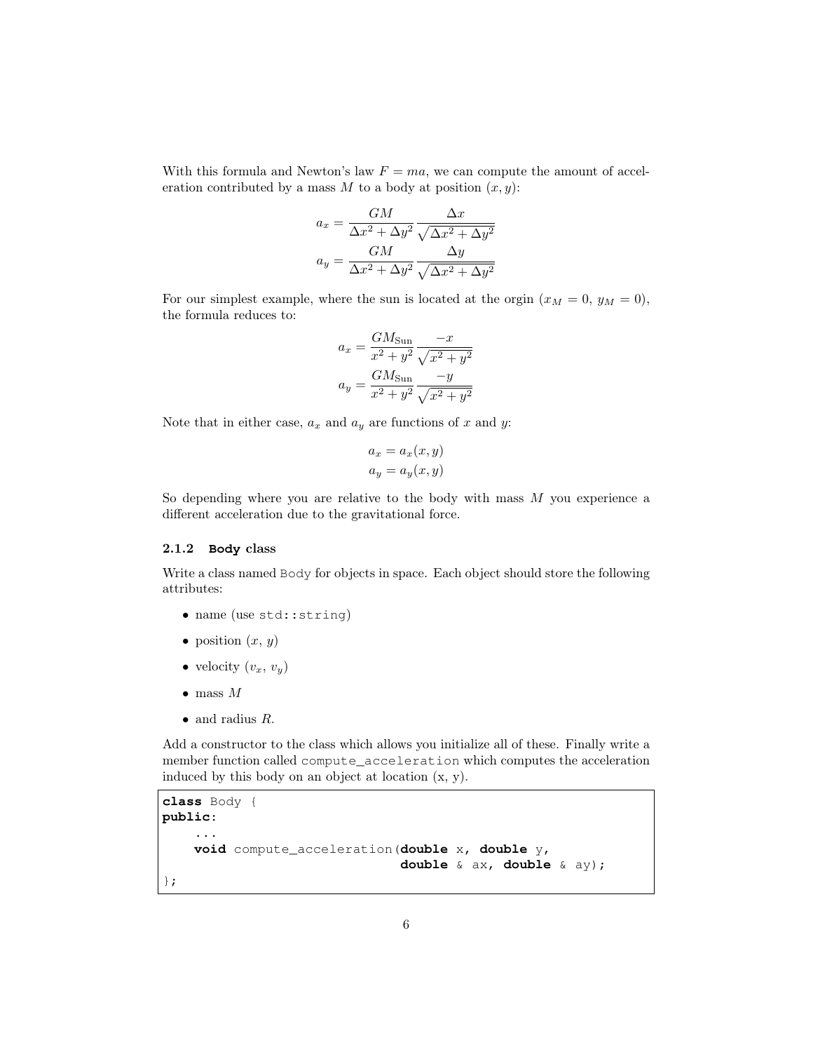With this formula and Newton's law $F = ma$, we can compute the amount of acceleration contributed by a mass $M$ to a body at position $(x, y)$:

$$a_x = \frac{GM}{\Delta x^2 + \Delta y^2} \frac{\Delta x}{\sqrt{\Delta x^2 + \Delta y^2}}$$

$$a_y = \frac{GM}{\Delta x^2 + \Delta y^2} \frac{\Delta y}{\sqrt{\Delta x^2 + \Delta y^2}}$$

For our simplest example, where the sun is located at the orgin ($x_M = 0$, $y_M = 0$), the formula reduces to:

$$a_x = \frac{GM_{\text{Sun}}}{x^2 + y^2} \frac{-x}{\sqrt{x^2 + y^2}}$$

$$a_y = \frac{GM_{\text{Sun}}}{x^2 + y^2} \frac{-y}{\sqrt{x^2 + y^2}}$$

Note that in either case, $a_x$ and $a_y$ are functions of $x$ and $y$:

$$a_x = a_x(x, y)$$

$$a_y = a_y(x, y)$$

So depending where you are relative to the body with mass $M$ you experience a different acceleration due to the gravitational force.

### 2.1.2 `Body` class

Write a class named `Body` for objects in space. Each object should store the following attributes:

- name (use `std::string`)
- position ($x$, $y$)
- velocity ($v_x$, $v_y$)
- mass $M$
- and radius $R$.

Add a constructor to the class which allows you initialize all of these. Finally write a member function called `compute_acceleration` which computes the acceleration induced by this body on an object at location (x, y).

```
class Body {
public:
    ...
    void compute_acceleration(double x, double y,
                              double & ax, double & ay);
};
```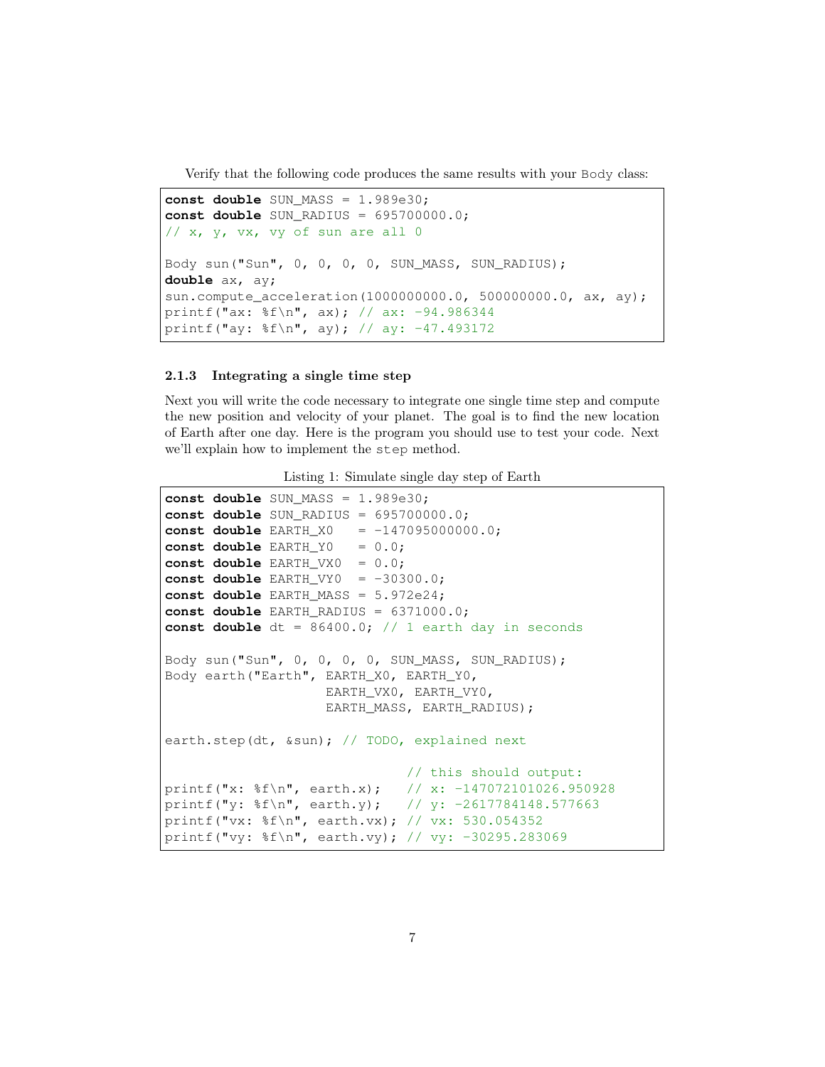Verify that the following code produces the same results with your `Body` class:

```
const double SUN_MASS = 1.989e30;
const double SUN_RADIUS = 695700000.0;
// x, y, vx, vy of sun are all 0

Body sun("Sun", 0, 0, 0, 0, SUN_MASS, SUN_RADIUS);
double ax, ay;
sun.compute_acceleration(1000000000.0, 500000000.0, ax, ay);
printf("ax: %f\n", ax); // ax: -94.986344
printf("ay: %f\n", ay); // ay: -47.493172
```

### 2.1.3 Integrating a single time step

Next you will write the code necessary to integrate one single time step and compute the new position and velocity of your planet. The goal is to find the new location of Earth after one day. Here is the program you should use to test your code. Next we'll explain how to implement the `step` method.

Listing 1: Simulate single day step of Earth

```
const double SUN_MASS = 1.989e30;
const double SUN_RADIUS = 695700000.0;
const double EARTH_X0   = -147095000000.0;
const double EARTH_Y0   = 0.0;
const double EARTH_VX0  = 0.0;
const double EARTH_VY0  = -30300.0;
const double EARTH_MASS = 5.972e24;
const double EARTH_RADIUS = 6371000.0;
const double dt = 86400.0; // 1 earth day in seconds

Body sun("Sun", 0, 0, 0, 0, SUN_MASS, SUN_RADIUS);
Body earth("Earth", EARTH_X0, EARTH_Y0,
                    EARTH_VX0, EARTH_VY0,
                    EARTH_MASS, EARTH_RADIUS);

earth.step(dt, &sun); // TODO, explained next

                              // this should output:
printf("x: %f\n", earth.x);   // x: -147072101026.950928
printf("y: %f\n", earth.y);   // y: -2617784148.577663
printf("vx: %f\n", earth.vx); // vx: 530.054352
printf("vy: %f\n", earth.vy); // vy: -30295.283069
```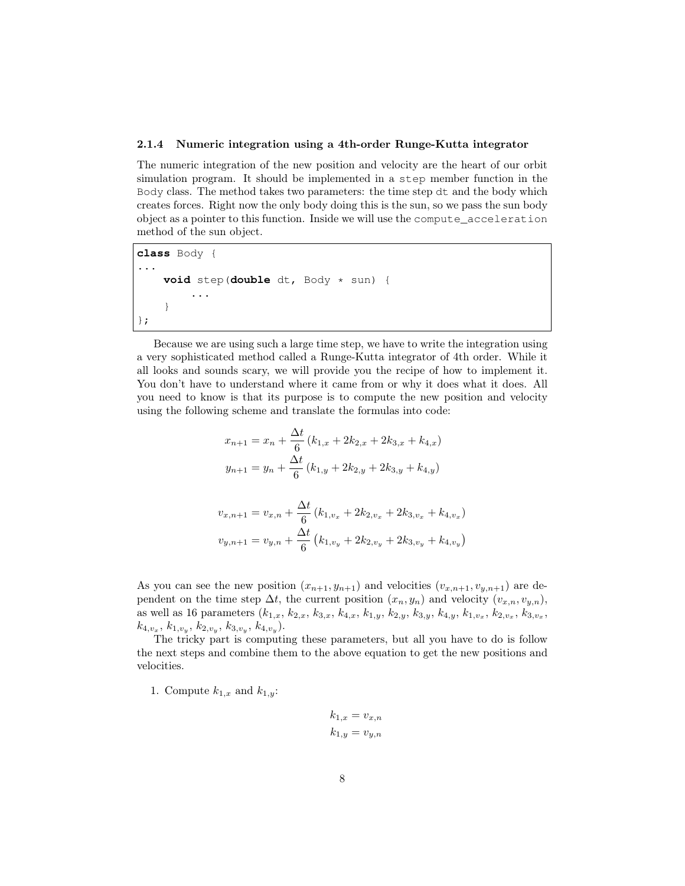### 2.1.4 Numeric integration using a 4th-order Runge-Kutta integrator

The numeric integration of the new position and velocity are the heart of our orbit simulation program. It should be implemented in a `step` member function in the `Body` class. The method takes two parameters: the time step `dt` and the body which creates forces. Right now the only body doing this is the sun, so we pass the sun body object as a pointer to this function. Inside we will use the `compute_acceleration` method of the sun object.

```
class Body {
...
    void step(double dt, Body * sun) {
        ...
    }
};
```

Because we are using such a large time step, we have to write the integration using a very sophisticated method called a Runge-Kutta integrator of 4th order. While it all looks and sounds scary, we will provide you the recipe of how to implement it. You don't have to understand where it came from or why it does what it does. All you need to know is that its purpose is to compute the new position and velocity using the following scheme and translate the formulas into code:

$$x_{n+1} = x_n + \frac{\Delta t}{6}\left(k_{1,x} + 2k_{2,x} + 2k_{3,x} + k_{4,x}\right)$$
$$y_{n+1} = y_n + \frac{\Delta t}{6}\left(k_{1,y} + 2k_{2,y} + 2k_{3,y} + k_{4,y}\right)$$

$$v_{x,n+1} = v_{x,n} + \frac{\Delta t}{6}\left(k_{1,v_x} + 2k_{2,v_x} + 2k_{3,v_x} + k_{4,v_x}\right)$$
$$v_{y,n+1} = v_{y,n} + \frac{\Delta t}{6}\left(k_{1,v_y} + 2k_{2,v_y} + 2k_{3,v_y} + k_{4,v_y}\right)$$

As you can see the new position $(x_{n+1}, y_{n+1})$ and velocities $(v_{x,n+1}, v_{y,n+1})$ are dependent on the time step $\Delta t$, the current position $(x_n, y_n)$ and velocity $(v_{x,n}, v_{y,n})$, as well as 16 parameters ($k_{1,x}$, $k_{2,x}$, $k_{3,x}$, $k_{4,x}$, $k_{1,y}$, $k_{2,y}$, $k_{3,y}$, $k_{4,y}$, $k_{1,v_x}$, $k_{2,v_x}$, $k_{3,v_x}$, $k_{4,v_x}$, $k_{1,v_y}$, $k_{2,v_y}$, $k_{3,v_y}$, $k_{4,v_y}$).

The tricky part is computing these parameters, but all you have to do is follow the next steps and combine them to the above equation to get the new positions and velocities.

1. Compute $k_{1,x}$ and $k_{1,y}$:

$$k_{1,x} = v_{x,n}$$
$$k_{1,y} = v_{y,n}$$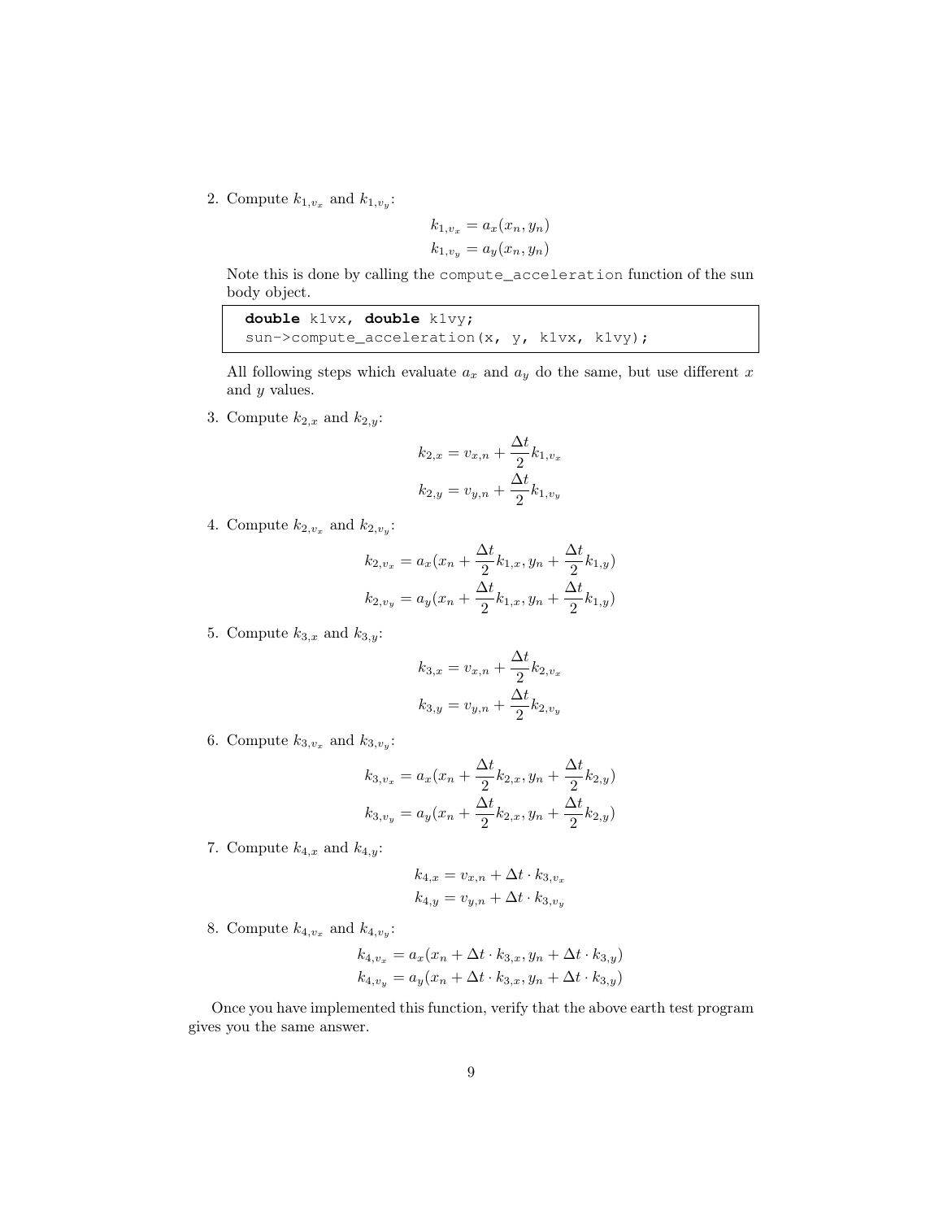2. Compute $k_{1,v_x}$ and $k_{1,v_y}$:

$$k_{1,v_x} = a_x(x_n, y_n)$$
$$k_{1,v_y} = a_y(x_n, y_n)$$

Note this is done by calling the compute_acceleration function of the sun body object.

```
double k1vx, double k1vy;
sun->compute_acceleration(x, y, k1vx, k1vy);
```

All following steps which evaluate $a_x$ and $a_y$ do the same, but use different $x$ and $y$ values.

3. Compute $k_{2,x}$ and $k_{2,y}$:

$$k_{2,x} = v_{x,n} + \frac{\Delta t}{2} k_{1,v_x}$$
$$k_{2,y} = v_{y,n} + \frac{\Delta t}{2} k_{1,v_y}$$

4. Compute $k_{2,v_x}$ and $k_{2,v_y}$:

$$k_{2,v_x} = a_x(x_n + \frac{\Delta t}{2} k_{1,x}, y_n + \frac{\Delta t}{2} k_{1,y})$$
$$k_{2,v_y} = a_y(x_n + \frac{\Delta t}{2} k_{1,x}, y_n + \frac{\Delta t}{2} k_{1,y})$$

5. Compute $k_{3,x}$ and $k_{3,y}$:

$$k_{3,x} = v_{x,n} + \frac{\Delta t}{2} k_{2,v_x}$$
$$k_{3,y} = v_{y,n} + \frac{\Delta t}{2} k_{2,v_y}$$

6. Compute $k_{3,v_x}$ and $k_{3,v_y}$:

$$k_{3,v_x} = a_x(x_n + \frac{\Delta t}{2} k_{2,x}, y_n + \frac{\Delta t}{2} k_{2,y})$$
$$k_{3,v_y} = a_y(x_n + \frac{\Delta t}{2} k_{2,x}, y_n + \frac{\Delta t}{2} k_{2,y})$$

7. Compute $k_{4,x}$ and $k_{4,y}$:

$$k_{4,x} = v_{x,n} + \Delta t \cdot k_{3,v_x}$$
$$k_{4,y} = v_{y,n} + \Delta t \cdot k_{3,v_y}$$

8. Compute $k_{4,v_x}$ and $k_{4,v_y}$:

$$k_{4,v_x} = a_x(x_n + \Delta t \cdot k_{3,x}, y_n + \Delta t \cdot k_{3,y})$$
$$k_{4,v_y} = a_y(x_n + \Delta t \cdot k_{3,x}, y_n + \Delta t \cdot k_{3,y})$$

Once you have implemented this function, verify that the above earth test program gives you the same answer.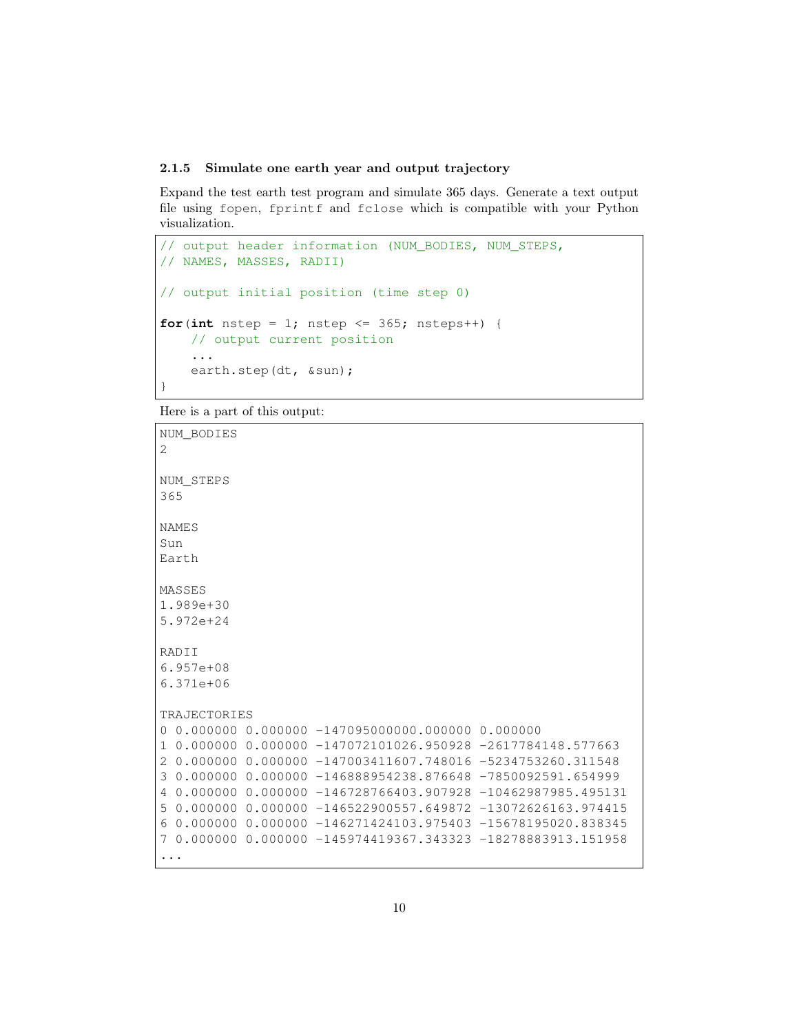### 2.1.5 Simulate one earth year and output trajectory

Expand the test earth test program and simulate 365 days. Generate a text output file using fopen, fprintf and fclose which is compatible with your Python visualization.

```
// output header information (NUM_BODIES, NUM_STEPS,
// NAMES, MASSES, RADII)

// output initial position (time step 0)

for(int nstep = 1; nstep <= 365; nsteps++) {
    // output current position
    ...
    earth.step(dt, &sun);
}
```

Here is a part of this output:

```
NUM_BODIES
2

NUM_STEPS
365

NAMES
Sun
Earth

MASSES
1.989e+30
5.972e+24

RADII
6.957e+08
6.371e+06

TRAJECTORIES
0 0.000000 0.000000 -147095000000.000000 0.000000
1 0.000000 0.000000 -147072101026.950928 -2617784148.577663
2 0.000000 0.000000 -147003411607.748016 -5234753260.311548
3 0.000000 0.000000 -146888954238.876648 -7850092591.654999
4 0.000000 0.000000 -146728766403.907928 -10462987985.495131
5 0.000000 0.000000 -146522900557.649872 -13072626163.974415
6 0.000000 0.000000 -146271424103.975403 -15678195020.838345
7 0.000000 0.000000 -145974419367.343323 -18278883913.151958
...
```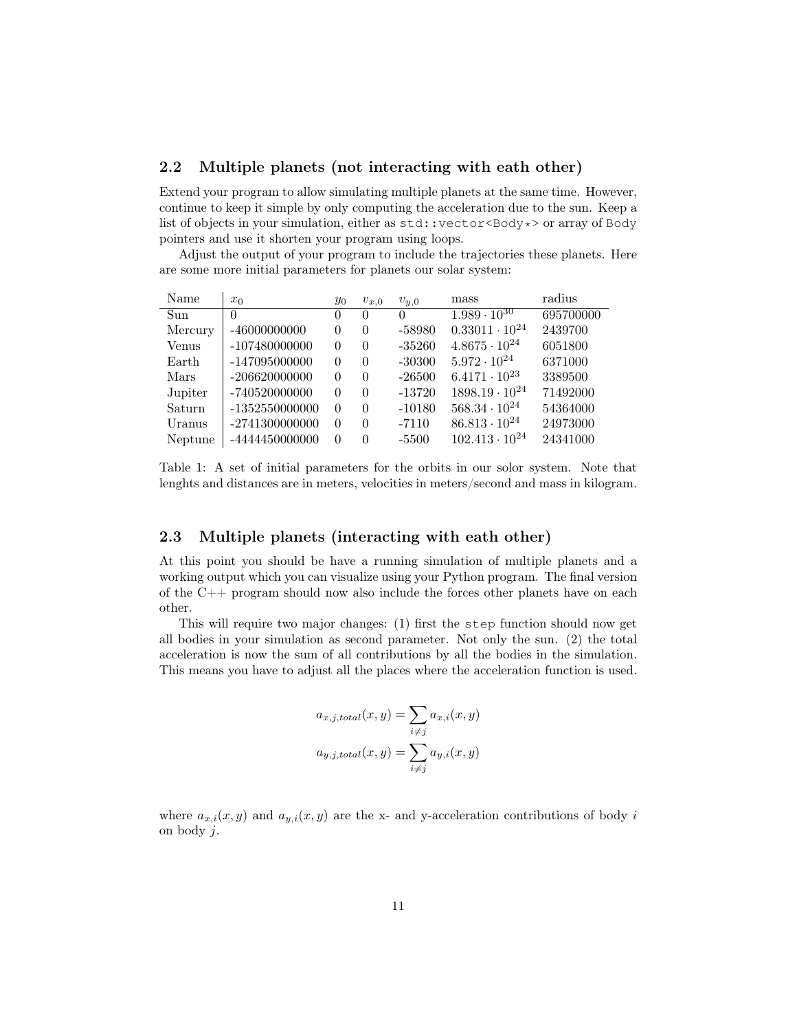## 2.2 Multiple planets (not interacting with eath other)

Extend your program to allow simulating multiple planets at the same time. However, continue to keep it simple by only computing the acceleration due to the sun. Keep a list of objects in your simulation, either as `std::vector<Body*>` or array of `Body` pointers and use it shorten your program using loops.

Adjust the output of your program to include the trajectories these planets. Here are some more initial parameters for planets our solar system:

| Name | $x_0$ | $y_0$ | $v_{x,0}$ | $v_{y,0}$ | mass | radius |
|---|---|---|---|---|---|---|
| Sun | 0 | 0 | 0 | 0 | $1.989 \cdot 10^{30}$ | 695700000 |
| Mercury | -46000000000 | 0 | 0 | -58980 | $0.33011 \cdot 10^{24}$ | 2439700 |
| Venus | -107480000000 | 0 | 0 | -35260 | $4.8675 \cdot 10^{24}$ | 6051800 |
| Earth | -147095000000 | 0 | 0 | -30300 | $5.972 \cdot 10^{24}$ | 6371000 |
| Mars | -206620000000 | 0 | 0 | -26500 | $6.4171 \cdot 10^{23}$ | 3389500 |
| Jupiter | -740520000000 | 0 | 0 | -13720 | $1898.19 \cdot 10^{24}$ | 71492000 |
| Saturn | -1352550000000 | 0 | 0 | -10180 | $568.34 \cdot 10^{24}$ | 54364000 |
| Uranus | -2741300000000 | 0 | 0 | -7110 | $86.813 \cdot 10^{24}$ | 24973000 |
| Neptune | -4444450000000 | 0 | 0 | -5500 | $102.413 \cdot 10^{24}$ | 24341000 |

Table 1: A set of initial parameters for the orbits in our solor system. Note that lenghts and distances are in meters, velocities in meters/second and mass in kilogram.

## 2.3 Multiple planets (interacting with eath other)

At this point you should be have a running simulation of multiple planets and a working output which you can visualize using your Python program. The final version of the C++ program should now also include the forces other planets have on each other.

This will require two major changes: (1) first the `step` function should now get all bodies in your simulation as second parameter. Not only the sun. (2) the total acceleration is now the sum of all contributions by all the bodies in the simulation. This means you have to adjust all the places where the acceleration function is used.

$$a_{x,j,total}(x, y) = \sum_{i \neq j} a_{x,i}(x, y)$$

$$a_{y,j,total}(x, y) = \sum_{i \neq j} a_{y,i}(x, y)$$

where $a_{x,i}(x, y)$ and $a_{y,i}(x, y)$ are the x- and y-acceleration contributions of body $i$ on body $j$.